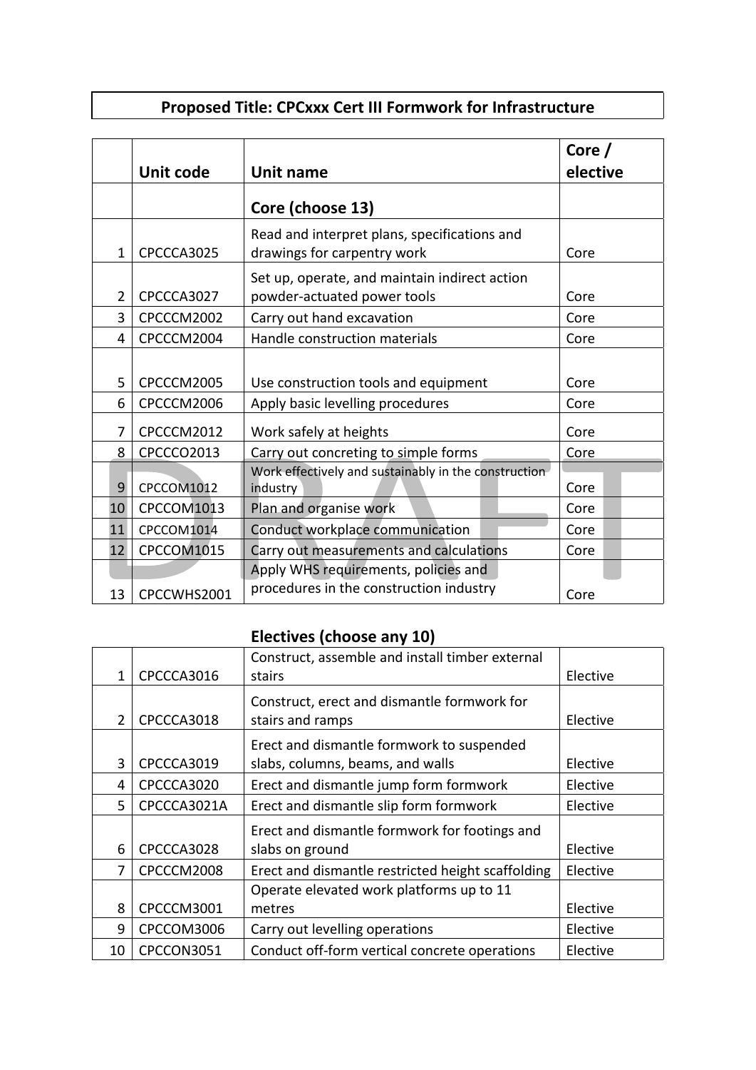**Proposed Title: CPCxxx Cert III Formwork for Infrastructure**

| | Unit code | Unit name | Core / elective |
|---|---|---|---|
| | | **Core (choose 13)** | |
| 1 | CPCCCA3025 | Read and interpret plans, specifications and drawings for carpentry work | Core |
| 2 | CPCCCA3027 | Set up, operate, and maintain indirect action powder-actuated power tools | Core |
| 3 | CPCCCM2002 | Carry out hand excavation | Core |
| 4 | CPCCCM2004 | Handle construction materials | Core |
| 5 | CPCCCM2005 | Use construction tools and equipment | Core |
| 6 | CPCCCM2006 | Apply basic levelling procedures | Core |
| 7 | CPCCCM2012 | Work safely at heights | Core |
| 8 | CPCCCO2013 | Carry out concreting to simple forms | Core |
| 9 | CPCCOM1012 | Work effectively and sustainably in the construction industry | Core |
| 10 | CPCCOM1013 | Plan and organise work | Core |
| 11 | CPCCOM1014 | Conduct workplace communication | Core |
| 12 | CPCCOM1015 | Carry out measurements and calculations | Core |
| 13 | CPCCWHS2001 | Apply WHS requirements, policies and procedures in the construction industry | Core |

**Electives (choose any 10)**

| | | | |
|---|---|---|---|
| 1 | CPCCCA3016 | Construct, assemble and install timber external stairs | Elective |
| 2 | CPCCCA3018 | Construct, erect and dismantle formwork for stairs and ramps | Elective |
| 3 | CPCCCA3019 | Erect and dismantle formwork to suspended slabs, columns, beams, and walls | Elective |
| 4 | CPCCCA3020 | Erect and dismantle jump form formwork | Elective |
| 5 | CPCCCA3021A | Erect and dismantle slip form formwork | Elective |
| 6 | CPCCCA3028 | Erect and dismantle formwork for footings and slabs on ground | Elective |
| 7 | CPCCCM2008 | Erect and dismantle restricted height scaffolding | Elective |
| 8 | CPCCCM3001 | Operate elevated work platforms up to 11 metres | Elective |
| 9 | CPCCOM3006 | Carry out levelling operations | Elective |
| 10 | CPCCON3051 | Conduct off-form vertical concrete operations | Elective |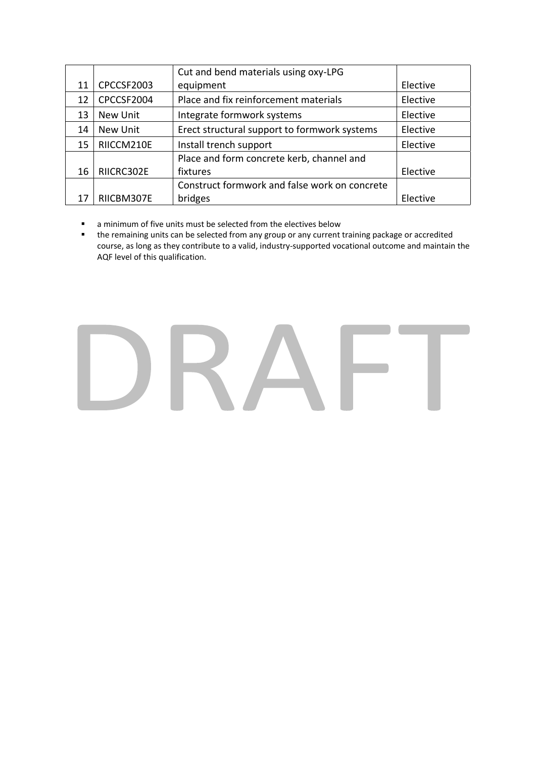| | | | |
|---|---|---|---|
| 11 | CPCCSF2003 | Cut and bend materials using oxy-LPG equipment | Elective |
| 12 | CPCCSF2004 | Place and fix reinforcement materials | Elective |
| 13 | New Unit | Integrate formwork systems | Elective |
| 14 | New Unit | Erect structural support to formwork systems | Elective |
| 15 | RIICCM210E | Install trench support | Elective |
| 16 | RIICRC302E | Place and form concrete kerb, channel and fixtures | Elective |
| 17 | RIICBM307E | Construct formwork and false work on concrete bridges | Elective |

- a minimum of five units must be selected from the electives below
- the remaining units can be selected from any group or any current training package or accredited course, as long as they contribute to a valid, industry-supported vocational outcome and maintain the AQF level of this qualification.

DRAFT